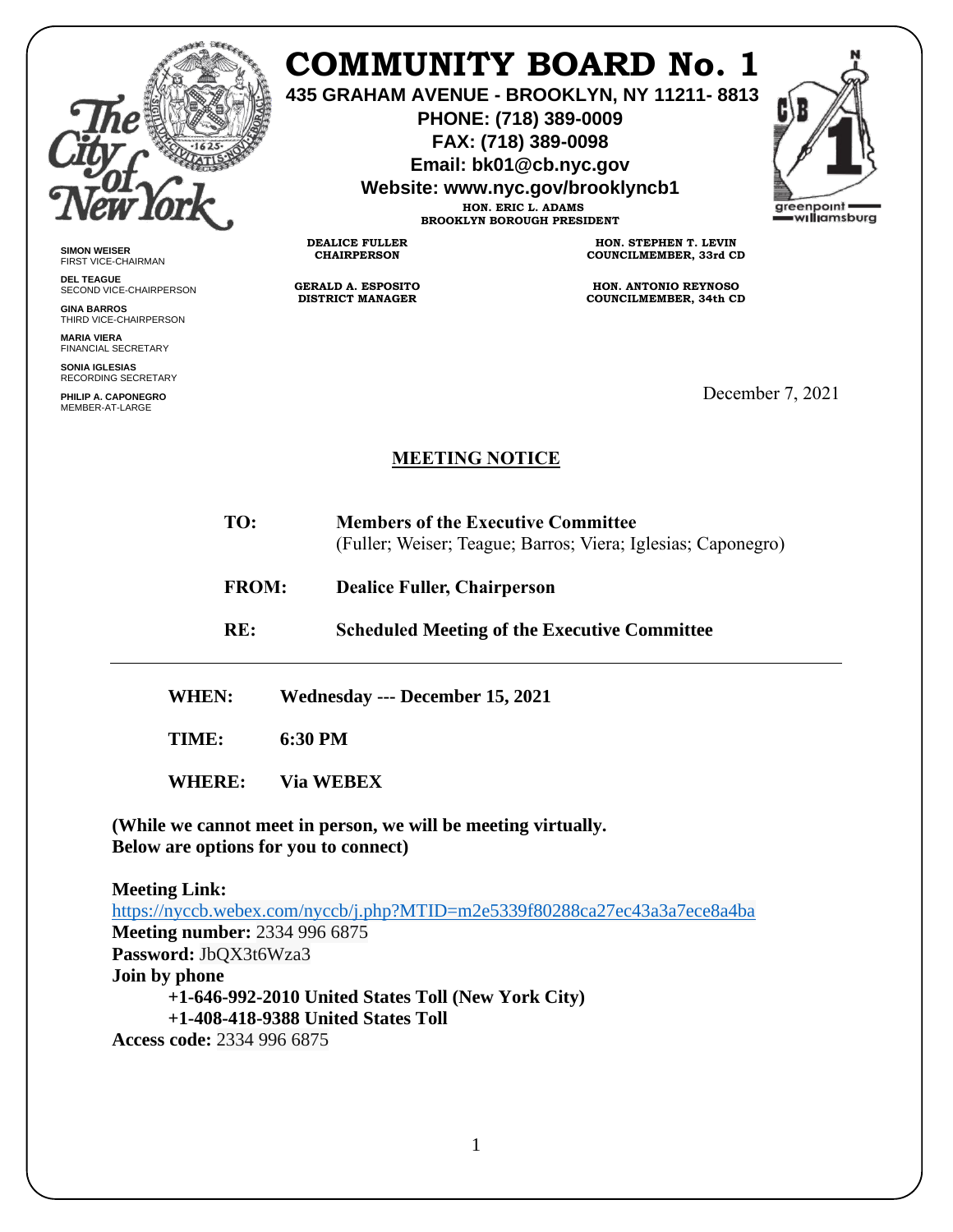# COMMUNITY BOARD No. 1

**435 GRAHAM AVENUE - BROOKLYN, NY 11211- 8813**

**PHONE: (718) 389-0009**

**FAX: (718) 389-0098**

**Email: bk01@cb.nyc.gov**

**Website: www.nyc.gov/brooklyncb1**

**HON. ERIC L. ADAMS**
**BROOKLYN BOROUGH PRESIDENT**

**DEALICE FULLER**
**CHAIRPERSON**

**GERALD A. ESPOSITO**
**DISTRICT MANAGER**

**HON. STEPHEN T. LEVIN**
**COUNCILMEMBER, 33rd CD**

**HON. ANTONIO REYNOSO**
**COUNCILMEMBER, 34th CD**

**SIMON WEISER**
FIRST VICE-CHAIRMAN

**DEL TEAGUE**
SECOND VICE-CHAIRPERSON

**GINA BARROS**
THIRD VICE-CHAIRPERSON

**MARIA VIERA**
FINANCIAL SECRETARY

**SONIA IGLESIAS**
RECORDING SECRETARY

**PHILIP A. CAPONEGRO**
MEMBER-AT-LARGE

December 7, 2021

## MEETING NOTICE

**TO:** **Members of the Executive Committee**
(Fuller; Weiser; Teague; Barros; Viera; Iglesias; Caponegro)

**FROM:** **Dealice Fuller, Chairperson**

**RE:** **Scheduled Meeting of the Executive Committee**

---

**WHEN:** **Wednesday --- December 15, 2021**

**TIME:** **6:30 PM**

**WHERE:** **Via WEBEX**

**(While we cannot meet in person, we will be meeting virtually.
Below are options for you to connect)**

**Meeting Link:**
https://nyccb.webex.com/nyccb/j.php?MTID=m2e5339f80288ca27ec43a3a7ece8a4ba
**Meeting number:** 2334 996 6875
**Password:** JbQX3t6Wza3
**Join by phone**
**+1-646-992-2010 United States Toll (New York City)**
**+1-408-418-9388 United States Toll**
**Access code:** 2334 996 6875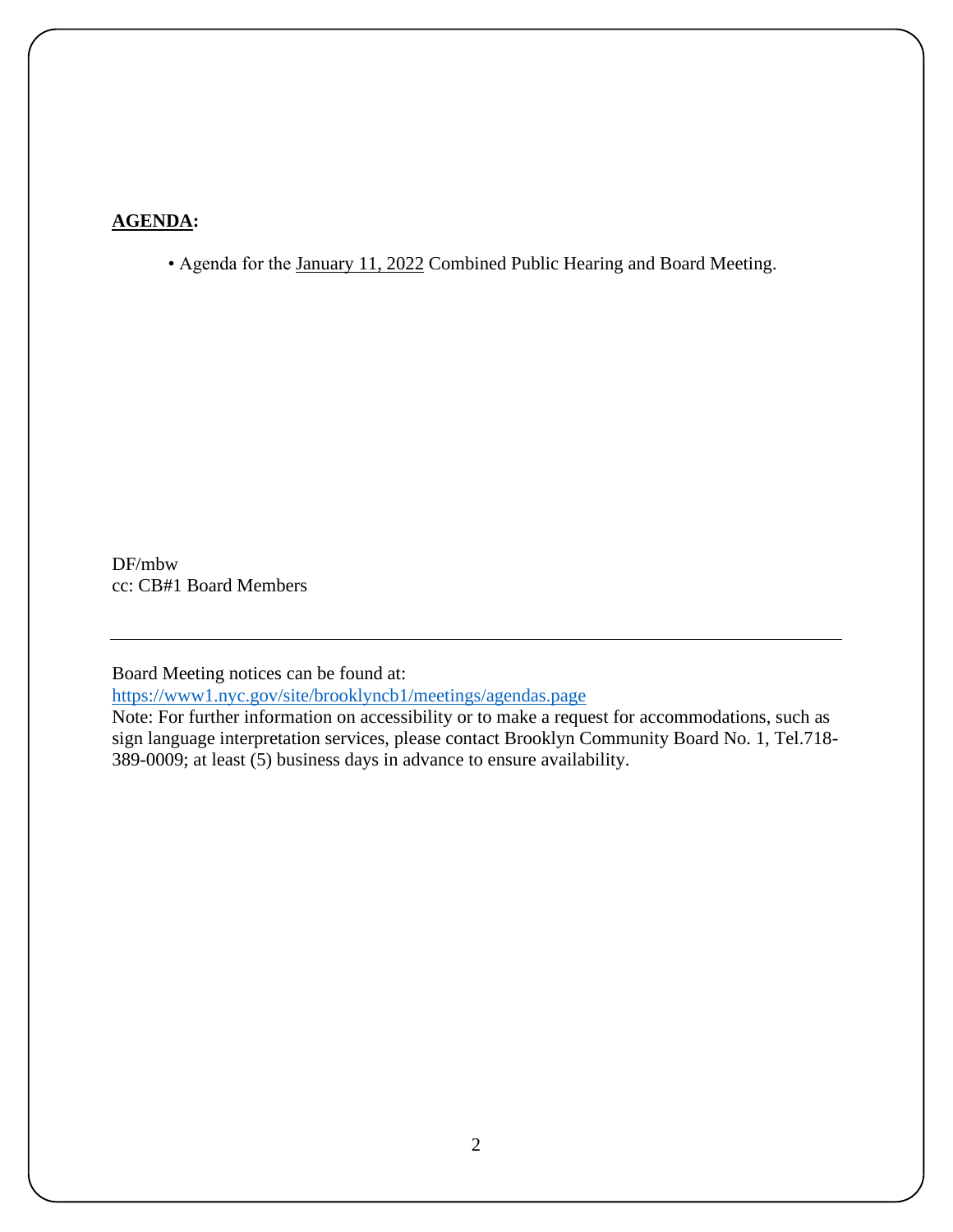**AGENDA:**

• Agenda for the January 11, 2022 Combined Public Hearing and Board Meeting.

DF/mbw
cc: CB#1 Board Members

---

Board Meeting notices can be found at:
https://www1.nyc.gov/site/brooklyncb1/meetings/agendas.page
Note: For further information on accessibility or to make a request for accommodations, such as sign language interpretation services, please contact Brooklyn Community Board No. 1, Tel.718-389-0009; at least (5) business days in advance to ensure availability.